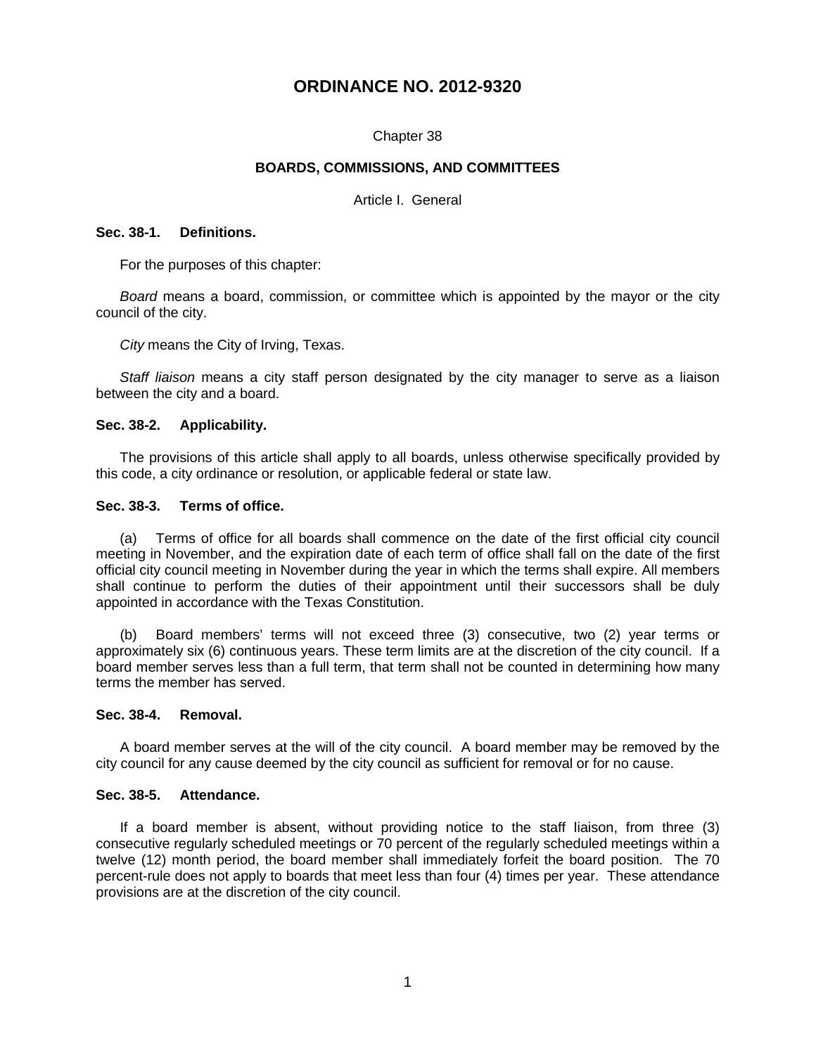# ORDINANCE NO. 2012-9320

Chapter 38

## BOARDS, COMMISSIONS, AND COMMITTEES

Article I. General

### Sec. 38-1. Definitions.

For the purposes of this chapter:

*Board* means a board, commission, or committee which is appointed by the mayor or the city council of the city.

*City* means the City of Irving, Texas.

*Staff liaison* means a city staff person designated by the city manager to serve as a liaison between the city and a board.

### Sec. 38-2. Applicability.

The provisions of this article shall apply to all boards, unless otherwise specifically provided by this code, a city ordinance or resolution, or applicable federal or state law.

### Sec. 38-3. Terms of office.

(a) Terms of office for all boards shall commence on the date of the first official city council meeting in November, and the expiration date of each term of office shall fall on the date of the first official city council meeting in November during the year in which the terms shall expire. All members shall continue to perform the duties of their appointment until their successors shall be duly appointed in accordance with the Texas Constitution.

(b) Board members' terms will not exceed three (3) consecutive, two (2) year terms or approximately six (6) continuous years. These term limits are at the discretion of the city council. If a board member serves less than a full term, that term shall not be counted in determining how many terms the member has served.

### Sec. 38-4. Removal.

A board member serves at the will of the city council. A board member may be removed by the city council for any cause deemed by the city council as sufficient for removal or for no cause.

### Sec. 38-5. Attendance.

If a board member is absent, without providing notice to the staff liaison, from three (3) consecutive regularly scheduled meetings or 70 percent of the regularly scheduled meetings within a twelve (12) month period, the board member shall immediately forfeit the board position. The 70 percent-rule does not apply to boards that meet less than four (4) times per year. These attendance provisions are at the discretion of the city council.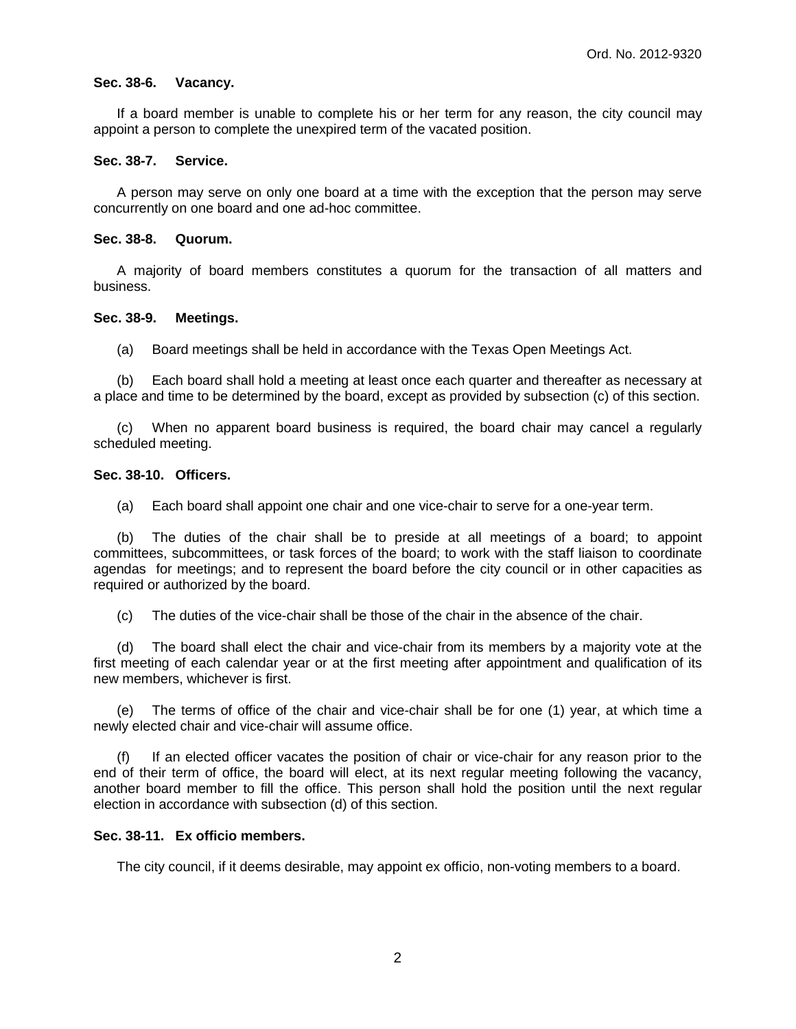### Sec. 38-6. Vacancy.

If a board member is unable to complete his or her term for any reason, the city council may appoint a person to complete the unexpired term of the vacated position.

### Sec. 38-7. Service.

A person may serve on only one board at a time with the exception that the person may serve concurrently on one board and one ad-hoc committee.

### Sec. 38-8. Quorum.

A majority of board members constitutes a quorum for the transaction of all matters and business.

### Sec. 38-9. Meetings.

(a) Board meetings shall be held in accordance with the Texas Open Meetings Act.

(b) Each board shall hold a meeting at least once each quarter and thereafter as necessary at a place and time to be determined by the board, except as provided by subsection (c) of this section.

(c) When no apparent board business is required, the board chair may cancel a regularly scheduled meeting.

### Sec. 38-10. Officers.

(a) Each board shall appoint one chair and one vice-chair to serve for a one-year term.

(b) The duties of the chair shall be to preside at all meetings of a board; to appoint committees, subcommittees, or task forces of the board; to work with the staff liaison to coordinate agendas for meetings; and to represent the board before the city council or in other capacities as required or authorized by the board.

(c) The duties of the vice-chair shall be those of the chair in the absence of the chair.

(d) The board shall elect the chair and vice-chair from its members by a majority vote at the first meeting of each calendar year or at the first meeting after appointment and qualification of its new members, whichever is first.

(e) The terms of office of the chair and vice-chair shall be for one (1) year, at which time a newly elected chair and vice-chair will assume office.

(f) If an elected officer vacates the position of chair or vice-chair for any reason prior to the end of their term of office, the board will elect, at its next regular meeting following the vacancy, another board member to fill the office. This person shall hold the position until the next regular election in accordance with subsection (d) of this section.

### Sec. 38-11. Ex officio members.

The city council, if it deems desirable, may appoint ex officio, non-voting members to a board.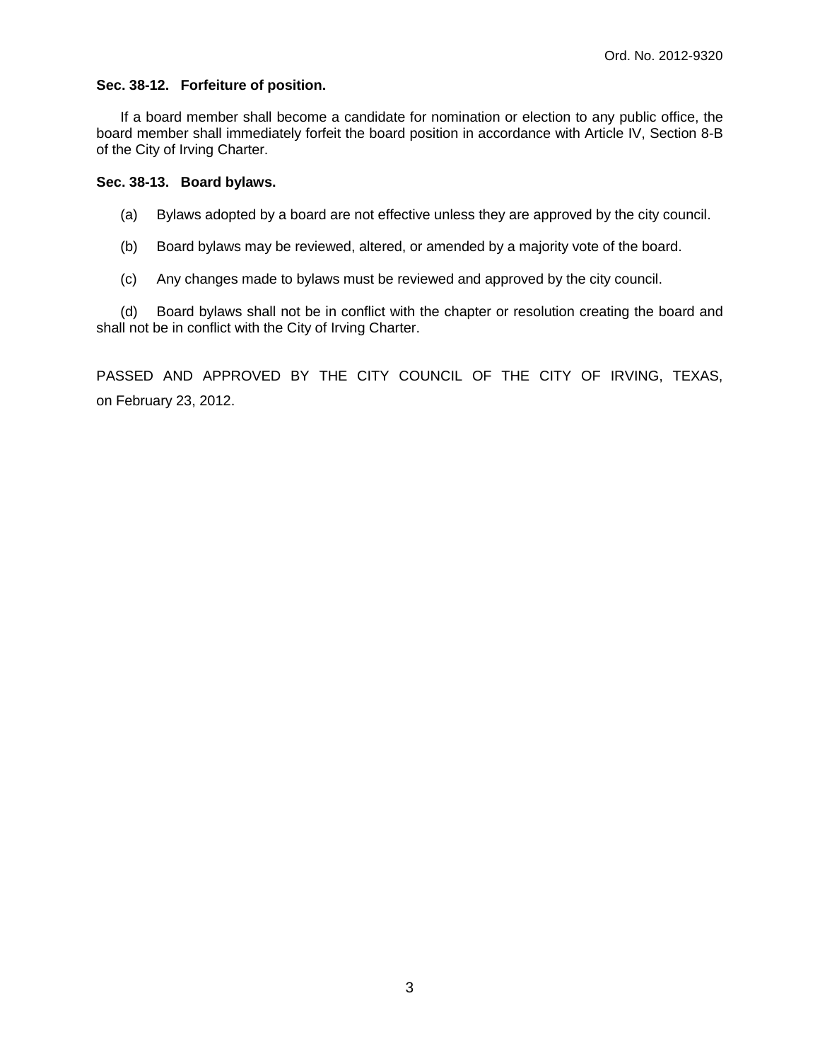**Sec. 38-12. Forfeiture of position.**

If a board member shall become a candidate for nomination or election to any public office, the board member shall immediately forfeit the board position in accordance with Article IV, Section 8-B of the City of Irving Charter.

**Sec. 38-13. Board bylaws.**

(a) Bylaws adopted by a board are not effective unless they are approved by the city council.

(b) Board bylaws may be reviewed, altered, or amended by a majority vote of the board.

(c) Any changes made to bylaws must be reviewed and approved by the city council.

(d) Board bylaws shall not be in conflict with the chapter or resolution creating the board and shall not be in conflict with the City of Irving Charter.

PASSED AND APPROVED BY THE CITY COUNCIL OF THE CITY OF IRVING, TEXAS, on February 23, 2012.